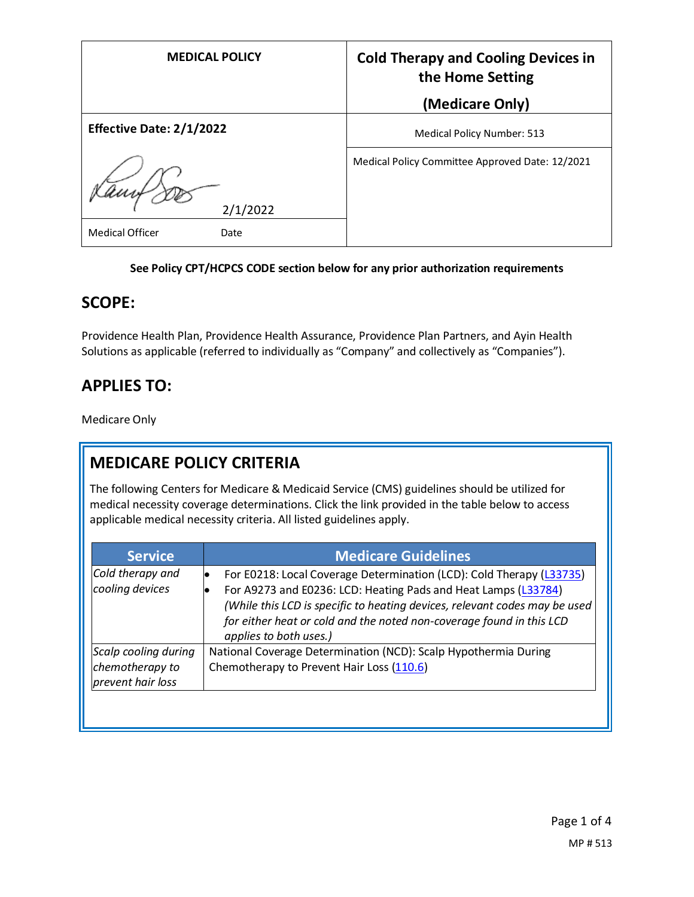| MEDICAL POLICY | Cold Therapy and Cooling Devices in the Home Setting (Medicare Only) |
| --- | --- |
| **Effective Date: 2/1/2022** | Medical Policy Number: 513 |
| 2/1/2022 | Medical Policy Committee Approved Date: 12/2021 |
| Medical Officer Date | |

**See Policy CPT/HCPCS CODE section below for any prior authorization requirements**

## SCOPE:

Providence Health Plan, Providence Health Assurance, Providence Plan Partners, and Ayin Health Solutions as applicable (referred to individually as "Company" and collectively as "Companies").

## APPLIES TO:

Medicare Only

## MEDICARE POLICY CRITERIA

The following Centers for Medicare & Medicaid Service (CMS) guidelines should be utilized for medical necessity coverage determinations. Click the link provided in the table below to access applicable medical necessity criteria. All listed guidelines apply.

| Service | Medicare Guidelines |
| --- | --- |
| *Cold therapy and cooling devices* | • For E0218: Local Coverage Determination (LCD): Cold Therapy (L33735)<br>• For A9273 and E0236: LCD: Heating Pads and Heat Lamps (L33784) *(While this LCD is specific to heating devices, relevant codes may be used for either heat or cold and the noted non-coverage found in this LCD applies to both uses.)* |
| *Scalp cooling during chemotherapy to prevent hair loss* | National Coverage Determination (NCD): Scalp Hypothermia During Chemotherapy to Prevent Hair Loss (110.6) |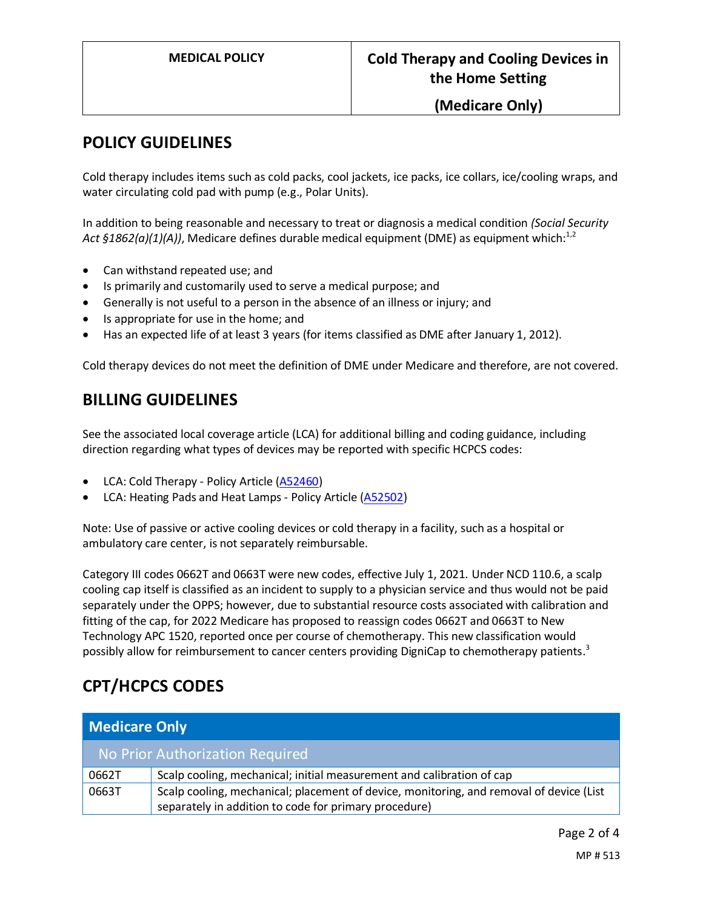## POLICY GUIDELINES

Cold therapy includes items such as cold packs, cool jackets, ice packs, ice collars, ice/cooling wraps, and water circulating cold pad with pump (e.g., Polar Units).

In addition to being reasonable and necessary to treat or diagnosis a medical condition *(Social Security Act §1862(a)(1)(A))*, Medicare defines durable medical equipment (DME) as equipment which:[1,2]

- Can withstand repeated use; and
- Is primarily and customarily used to serve a medical purpose; and
- Generally is not useful to a person in the absence of an illness or injury; and
- Is appropriate for use in the home; and
- Has an expected life of at least 3 years (for items classified as DME after January 1, 2012).

Cold therapy devices do not meet the definition of DME under Medicare and therefore, are not covered.

## BILLING GUIDELINES

See the associated local coverage article (LCA) for additional billing and coding guidance, including direction regarding what types of devices may be reported with specific HCPCS codes:

- LCA: Cold Therapy - Policy Article (A52460)
- LCA: Heating Pads and Heat Lamps - Policy Article (A52502)

Note: Use of passive or active cooling devices or cold therapy in a facility, such as a hospital or ambulatory care center, is not separately reimbursable.

Category III codes 0662T and 0663T were new codes, effective July 1, 2021. Under NCD 110.6, a scalp cooling cap itself is classified as an incident to supply to a physician service and thus would not be paid separately under the OPPS; however, due to substantial resource costs associated with calibration and fitting of the cap, for 2022 Medicare has proposed to reassign codes 0662T and 0663T to New Technology APC 1520, reported once per course of chemotherapy. This new classification would possibly allow for reimbursement to cancer centers providing DigniCap to chemotherapy patients.[3]

## CPT/HCPCS CODES

| Medicare Only | |
|---|---|
| No Prior Authorization Required | |
| 0662T | Scalp cooling, mechanical; initial measurement and calibration of cap |
| 0663T | Scalp cooling, mechanical; placement of device, monitoring, and removal of device (List separately in addition to code for primary procedure) |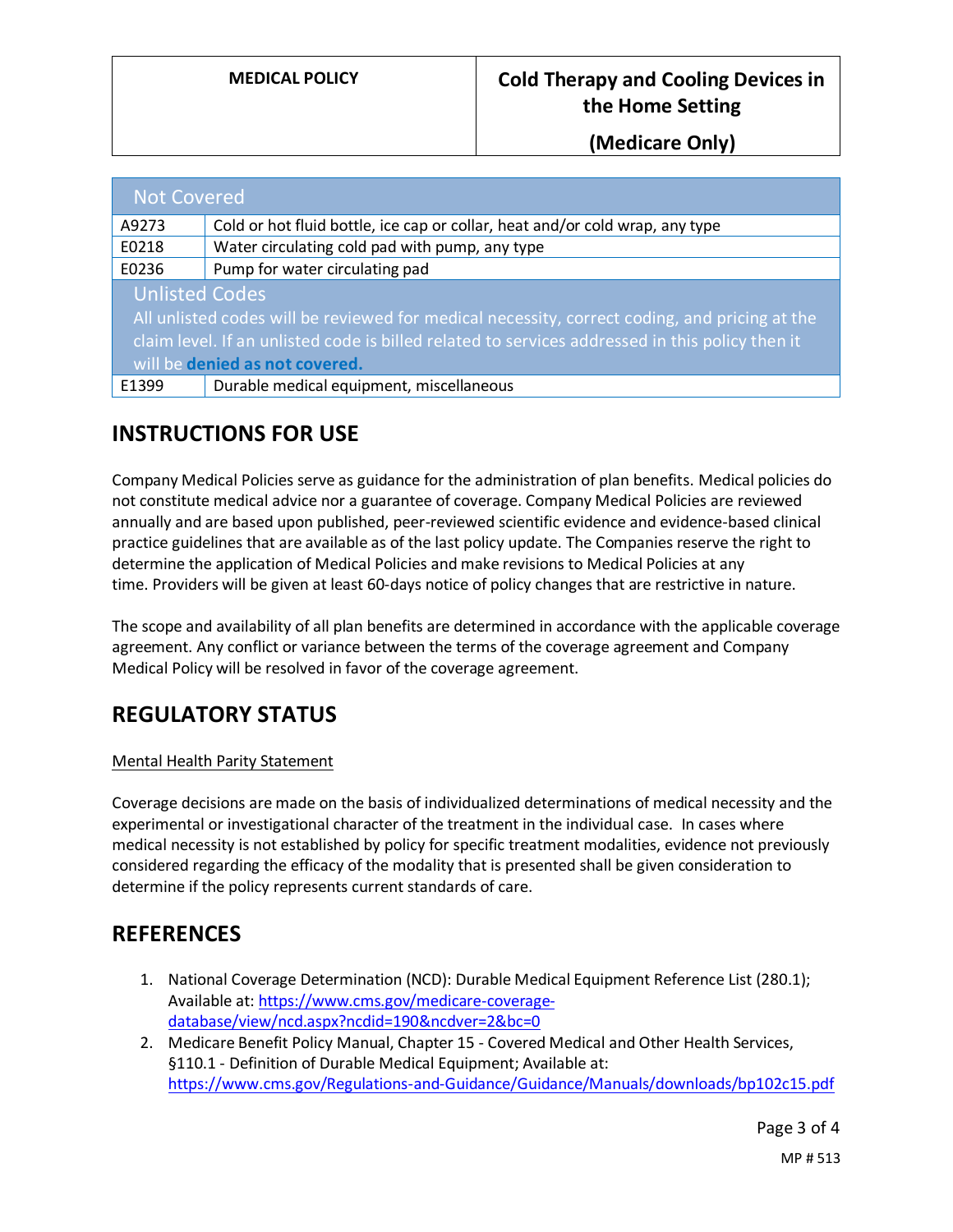| Not Covered | |
|---|---|
| A9273 | Cold or hot fluid bottle, ice cap or collar, heat and/or cold wrap, any type |
| E0218 | Water circulating cold pad with pump, any type |
| E0236 | Pump for water circulating pad |
| **Unlisted Codes** All unlisted codes will be reviewed for medical necessity, correct coding, and pricing at the claim level. If an unlisted code is billed related to services addressed in this policy then it will be **denied as not covered.** | |
| E1399 | Durable medical equipment, miscellaneous |

## INSTRUCTIONS FOR USE

Company Medical Policies serve as guidance for the administration of plan benefits. Medical policies do not constitute medical advice nor a guarantee of coverage. Company Medical Policies are reviewed annually and are based upon published, peer-reviewed scientific evidence and evidence-based clinical practice guidelines that are available as of the last policy update. The Companies reserve the right to determine the application of Medical Policies and make revisions to Medical Policies at any time. Providers will be given at least 60-days notice of policy changes that are restrictive in nature.

The scope and availability of all plan benefits are determined in accordance with the applicable coverage agreement. Any conflict or variance between the terms of the coverage agreement and Company Medical Policy will be resolved in favor of the coverage agreement.

## REGULATORY STATUS

Mental Health Parity Statement

Coverage decisions are made on the basis of individualized determinations of medical necessity and the experimental or investigational character of the treatment in the individual case. In cases where medical necessity is not established by policy for specific treatment modalities, evidence not previously considered regarding the efficacy of the modality that is presented shall be given consideration to determine if the policy represents current standards of care.

## REFERENCES

1. National Coverage Determination (NCD): Durable Medical Equipment Reference List (280.1); Available at: https://www.cms.gov/medicare-coverage-database/view/ncd.aspx?ncdid=190&ncdver=2&bc=0
2. Medicare Benefit Policy Manual, Chapter 15 - Covered Medical and Other Health Services, §110.1 - Definition of Durable Medical Equipment; Available at: https://www.cms.gov/Regulations-and-Guidance/Guidance/Manuals/downloads/bp102c15.pdf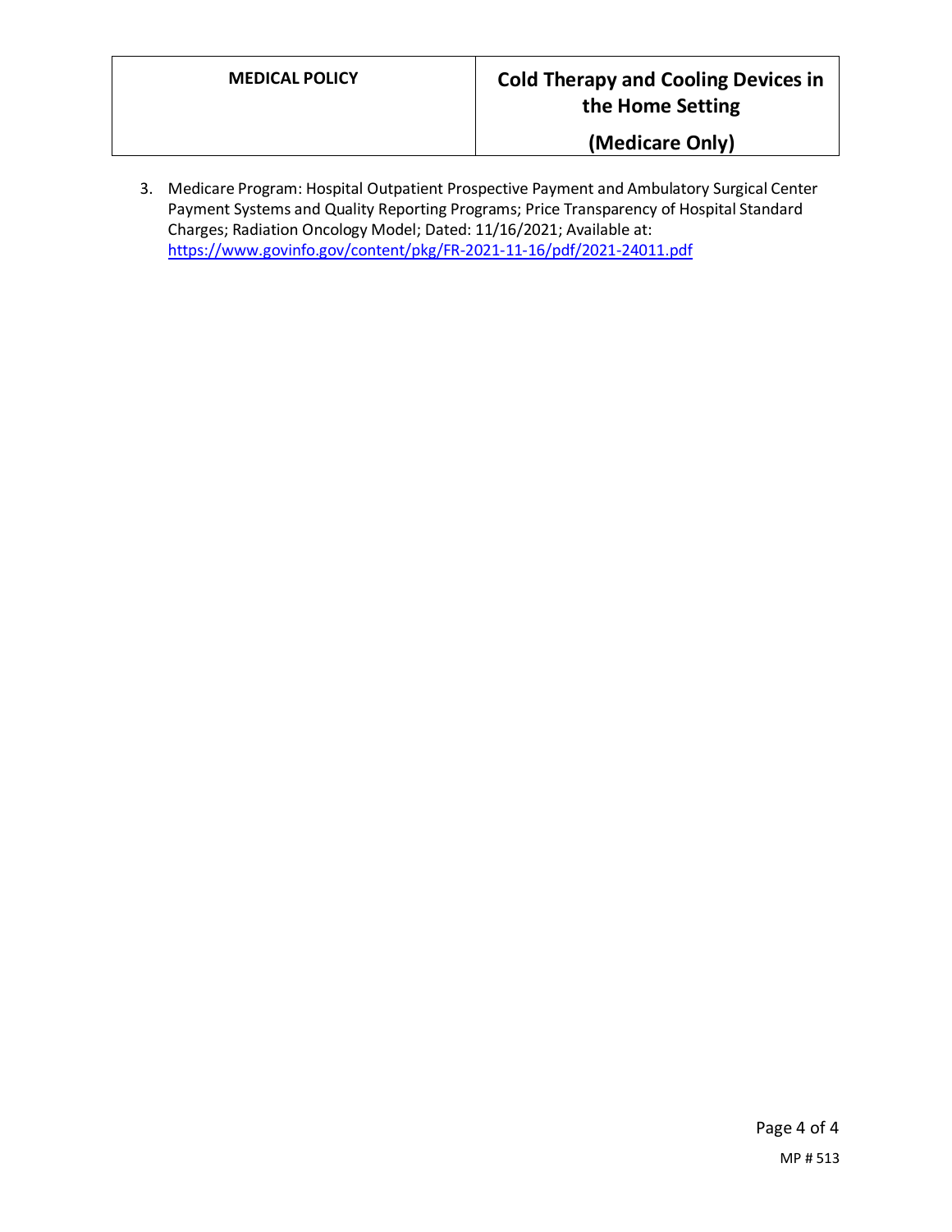3. Medicare Program: Hospital Outpatient Prospective Payment and Ambulatory Surgical Center Payment Systems and Quality Reporting Programs; Price Transparency of Hospital Standard Charges; Radiation Oncology Model; Dated: 11/16/2021; Available at: https://www.govinfo.gov/content/pkg/FR-2021-11-16/pdf/2021-24011.pdf